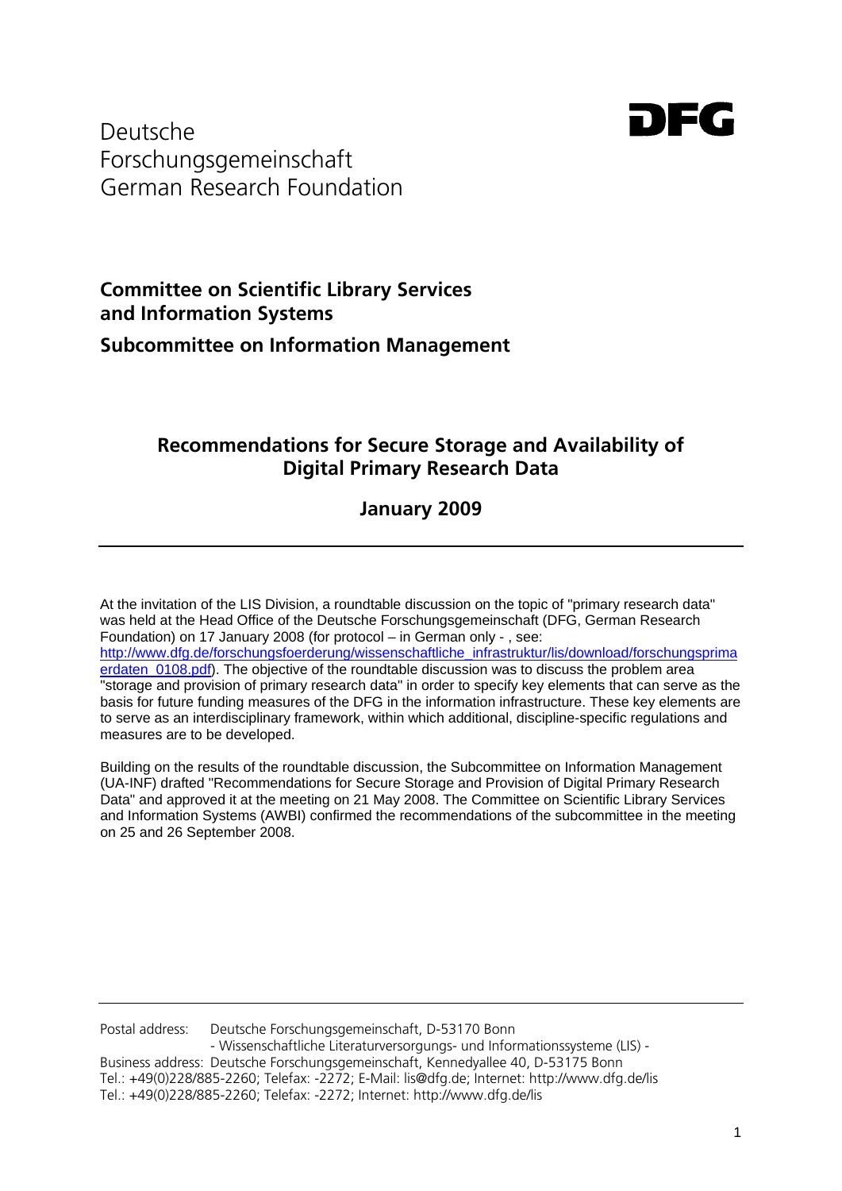Deutsche
Forschungsgemeinschaft
German Research Foundation

DFG

**Committee on Scientific Library Services and Information Systems**

**Subcommittee on Information Management**

# Recommendations for Secure Storage and Availability of Digital Primary Research Data

## January 2009

---

At the invitation of the LIS Division, a roundtable discussion on the topic of "primary research data" was held at the Head Office of the Deutsche Forschungsgemeinschaft (DFG, German Research Foundation) on 17 January 2008 (for protocol – in German only - , see: [http://www.dfg.de/forschungsfoerderung/wissenschaftliche_infrastruktur/lis/download/forschungsprimaerdaten_0108.pdf](http://www.dfg.de/forschungsfoerderung/wissenschaftliche_infrastruktur/lis/download/forschungsprimaerdaten_0108.pdf)). The objective of the roundtable discussion was to discuss the problem area "storage and provision of primary research data" in order to specify key elements that can serve as the basis for future funding measures of the DFG in the information infrastructure. These key elements are to serve as an interdisciplinary framework, within which additional, discipline-specific regulations and measures are to be developed.

Building on the results of the roundtable discussion, the Subcommittee on Information Management (UA-INF) drafted "Recommendations for Secure Storage and Provision of Digital Primary Research Data" and approved it at the meeting on 21 May 2008. The Committee on Scientific Library Services and Information Systems (AWBI) confirmed the recommendations of the subcommittee in the meeting on 25 and 26 September 2008.

---

Postal address: Deutsche Forschungsgemeinschaft, D-53170 Bonn
- Wissenschaftliche Literaturversorgungs- und Informationssysteme (LIS) -
Business address: Deutsche Forschungsgemeinschaft, Kennedyallee 40, D-53175 Bonn
Tel.: +49(0)228/885-2260; Telefax: -2272; E-Mail: lis@dfg.de; Internet: http://www.dfg.de/lis
Tel.: +49(0)228/885-2260; Telefax: -2272; Internet: http://www.dfg.de/lis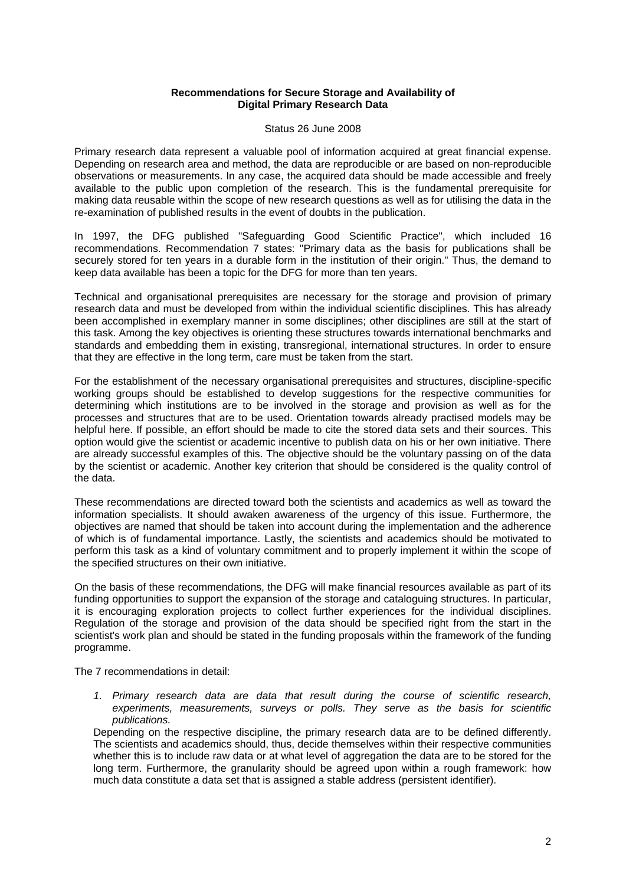**Recommendations for Secure Storage and Availability of Digital Primary Research Data**

Status 26 June 2008

Primary research data represent a valuable pool of information acquired at great financial expense. Depending on research area and method, the data are reproducible or are based on non-reproducible observations or measurements. In any case, the acquired data should be made accessible and freely available to the public upon completion of the research. This is the fundamental prerequisite for making data reusable within the scope of new research questions as well as for utilising the data in the re-examination of published results in the event of doubts in the publication.

In 1997, the DFG published "Safeguarding Good Scientific Practice", which included 16 recommendations. Recommendation 7 states: "Primary data as the basis for publications shall be securely stored for ten years in a durable form in the institution of their origin." Thus, the demand to keep data available has been a topic for the DFG for more than ten years.

Technical and organisational prerequisites are necessary for the storage and provision of primary research data and must be developed from within the individual scientific disciplines. This has already been accomplished in exemplary manner in some disciplines; other disciplines are still at the start of this task. Among the key objectives is orienting these structures towards international benchmarks and standards and embedding them in existing, transregional, international structures. In order to ensure that they are effective in the long term, care must be taken from the start.

For the establishment of the necessary organisational prerequisites and structures, discipline-specific working groups should be established to develop suggestions for the respective communities for determining which institutions are to be involved in the storage and provision as well as for the processes and structures that are to be used. Orientation towards already practised models may be helpful here. If possible, an effort should be made to cite the stored data sets and their sources. This option would give the scientist or academic incentive to publish data on his or her own initiative. There are already successful examples of this. The objective should be the voluntary passing on of the data by the scientist or academic. Another key criterion that should be considered is the quality control of the data.

These recommendations are directed toward both the scientists and academics as well as toward the information specialists. It should awaken awareness of the urgency of this issue. Furthermore, the objectives are named that should be taken into account during the implementation and the adherence of which is of fundamental importance. Lastly, the scientists and academics should be motivated to perform this task as a kind of voluntary commitment and to properly implement it within the scope of the specified structures on their own initiative.

On the basis of these recommendations, the DFG will make financial resources available as part of its funding opportunities to support the expansion of the storage and cataloguing structures. In particular, it is encouraging exploration projects to collect further experiences for the individual disciplines. Regulation of the storage and provision of the data should be specified right from the start in the scientist's work plan and should be stated in the funding proposals within the framework of the funding programme.

The 7 recommendations in detail:

1. *Primary research data are data that result during the course of scientific research, experiments, measurements, surveys or polls. They serve as the basis for scientific publications.*

   Depending on the respective discipline, the primary research data are to be defined differently. The scientists and academics should, thus, decide themselves within their respective communities whether this is to include raw data or at what level of aggregation the data are to be stored for the long term. Furthermore, the granularity should be agreed upon within a rough framework: how much data constitute a data set that is assigned a stable address (persistent identifier).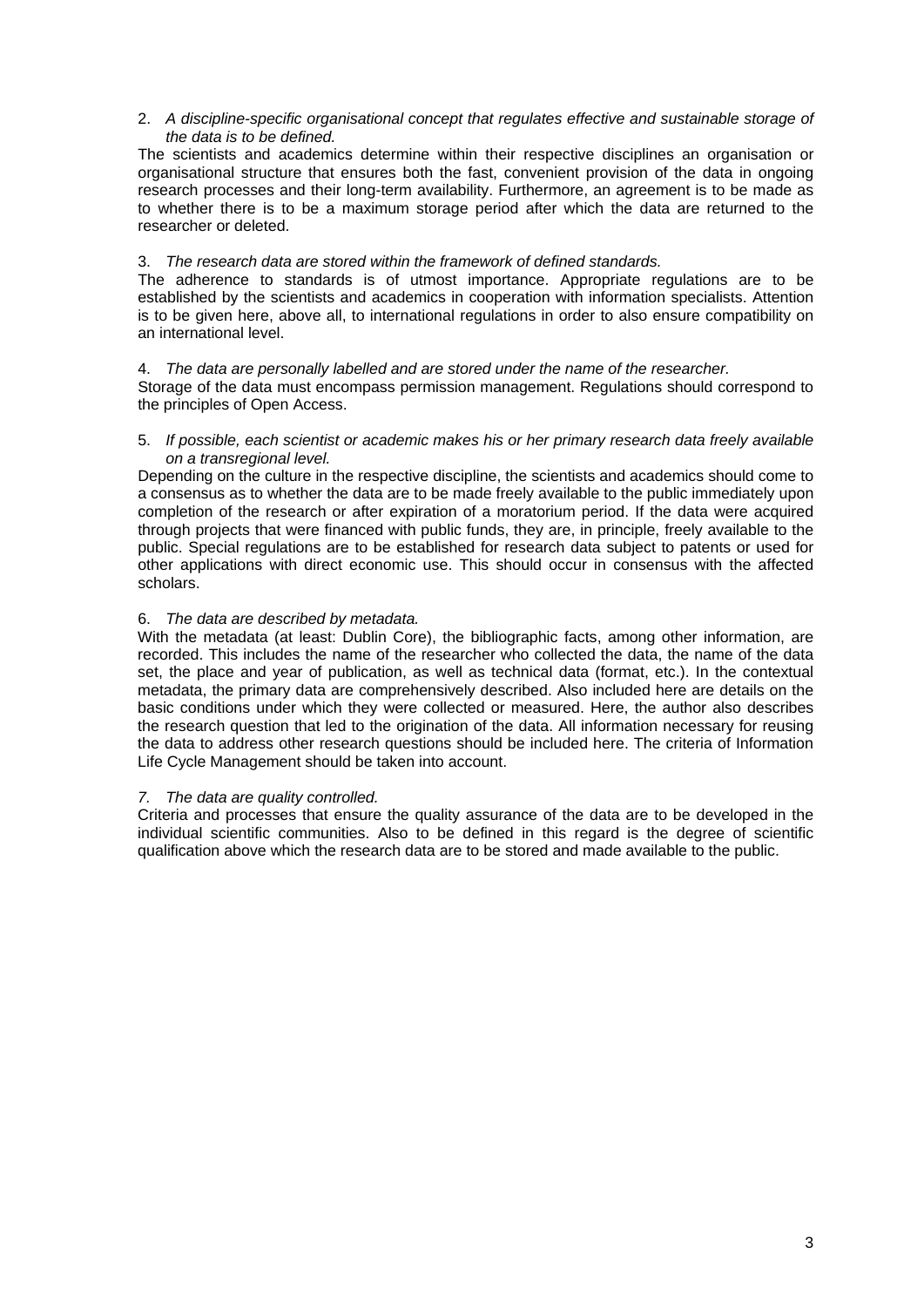2. *A discipline-specific organisational concept that regulates effective and sustainable storage of the data is to be defined.*

The scientists and academics determine within their respective disciplines an organisation or organisational structure that ensures both the fast, convenient provision of the data in ongoing research processes and their long-term availability. Furthermore, an agreement is to be made as to whether there is to be a maximum storage period after which the data are returned to the researcher or deleted.

3. *The research data are stored within the framework of defined standards.*

The adherence to standards is of utmost importance. Appropriate regulations are to be established by the scientists and academics in cooperation with information specialists. Attention is to be given here, above all, to international regulations in order to also ensure compatibility on an international level.

4. *The data are personally labelled and are stored under the name of the researcher.*

Storage of the data must encompass permission management. Regulations should correspond to the principles of Open Access.

5. *If possible, each scientist or academic makes his or her primary research data freely available on a transregional level.*

Depending on the culture in the respective discipline, the scientists and academics should come to a consensus as to whether the data are to be made freely available to the public immediately upon completion of the research or after expiration of a moratorium period. If the data were acquired through projects that were financed with public funds, they are, in principle, freely available to the public. Special regulations are to be established for research data subject to patents or used for other applications with direct economic use. This should occur in consensus with the affected scholars.

6. *The data are described by metadata.*

With the metadata (at least: Dublin Core), the bibliographic facts, among other information, are recorded. This includes the name of the researcher who collected the data, the name of the data set, the place and year of publication, as well as technical data (format, etc.). In the contextual metadata, the primary data are comprehensively described. Also included here are details on the basic conditions under which they were collected or measured. Here, the author also describes the research question that led to the origination of the data. All information necessary for reusing the data to address other research questions should be included here. The criteria of Information Life Cycle Management should be taken into account.

*7. The data are quality controlled.*

Criteria and processes that ensure the quality assurance of the data are to be developed in the individual scientific communities. Also to be defined in this regard is the degree of scientific qualification above which the research data are to be stored and made available to the public.